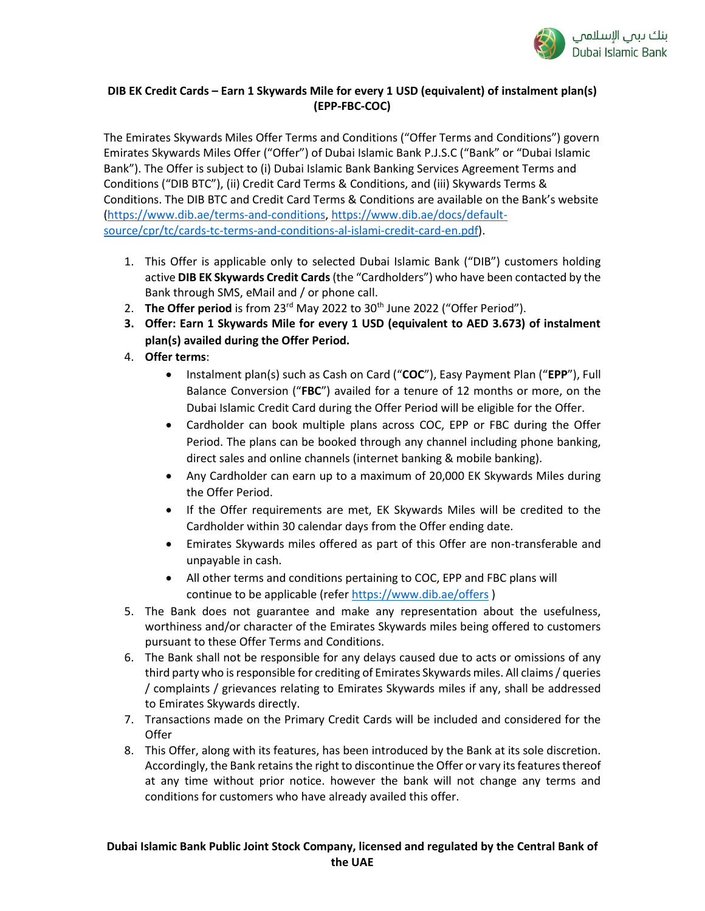**DIB EK Credit Cards – Earn 1 Skywards Mile for every 1 USD (equivalent) of instalment plan(s) (EPP-FBC-COC)**

The Emirates Skywards Miles Offer Terms and Conditions ("Offer Terms and Conditions") govern Emirates Skywards Miles Offer ("Offer") of Dubai Islamic Bank P.J.S.C ("Bank" or "Dubai Islamic Bank"). The Offer is subject to (i) Dubai Islamic Bank Banking Services Agreement Terms and Conditions ("DIB BTC"), (ii) Credit Card Terms & Conditions, and (iii) Skywards Terms & Conditions. The DIB BTC and Credit Card Terms & Conditions are available on the Bank's website (https://www.dib.ae/terms-and-conditions, https://www.dib.ae/docs/default-source/cpr/tc/cards-tc-terms-and-conditions-al-islami-credit-card-en.pdf).

1. This Offer is applicable only to selected Dubai Islamic Bank ("DIB") customers holding active **DIB EK Skywards Credit Cards** (the "Cardholders") who have been contacted by the Bank through SMS, eMail and / or phone call.
2. **The Offer period** is from 23rd May 2022 to 30th June 2022 ("Offer Period").
3. **Offer: Earn 1 Skywards Mile for every 1 USD (equivalent to AED 3.673) of instalment plan(s) availed during the Offer Period.**
4. **Offer terms**:
   - Instalment plan(s) such as Cash on Card ("**COC**"), Easy Payment Plan ("**EPP**"), Full Balance Conversion ("**FBC**") availed for a tenure of 12 months or more, on the Dubai Islamic Credit Card during the Offer Period will be eligible for the Offer.
   - Cardholder can book multiple plans across COC, EPP or FBC during the Offer Period. The plans can be booked through any channel including phone banking, direct sales and online channels (internet banking & mobile banking).
   - Any Cardholder can earn up to a maximum of 20,000 EK Skywards Miles during the Offer Period.
   - If the Offer requirements are met, EK Skywards Miles will be credited to the Cardholder within 30 calendar days from the Offer ending date.
   - Emirates Skywards miles offered as part of this Offer are non-transferable and unpayable in cash.
   - All other terms and conditions pertaining to COC, EPP and FBC plans will continue to be applicable (refer https://www.dib.ae/offers )
5. The Bank does not guarantee and make any representation about the usefulness, worthiness and/or character of the Emirates Skywards miles being offered to customers pursuant to these Offer Terms and Conditions.
6. The Bank shall not be responsible for any delays caused due to acts or omissions of any third party who is responsible for crediting of Emirates Skywards miles. All claims / queries / complaints / grievances relating to Emirates Skywards miles if any, shall be addressed to Emirates Skywards directly.
7. Transactions made on the Primary Credit Cards will be included and considered for the Offer
8. This Offer, along with its features, has been introduced by the Bank at its sole discretion. Accordingly, the Bank retains the right to discontinue the Offer or vary its features thereof at any time without prior notice. however the bank will not change any terms and conditions for customers who have already availed this offer.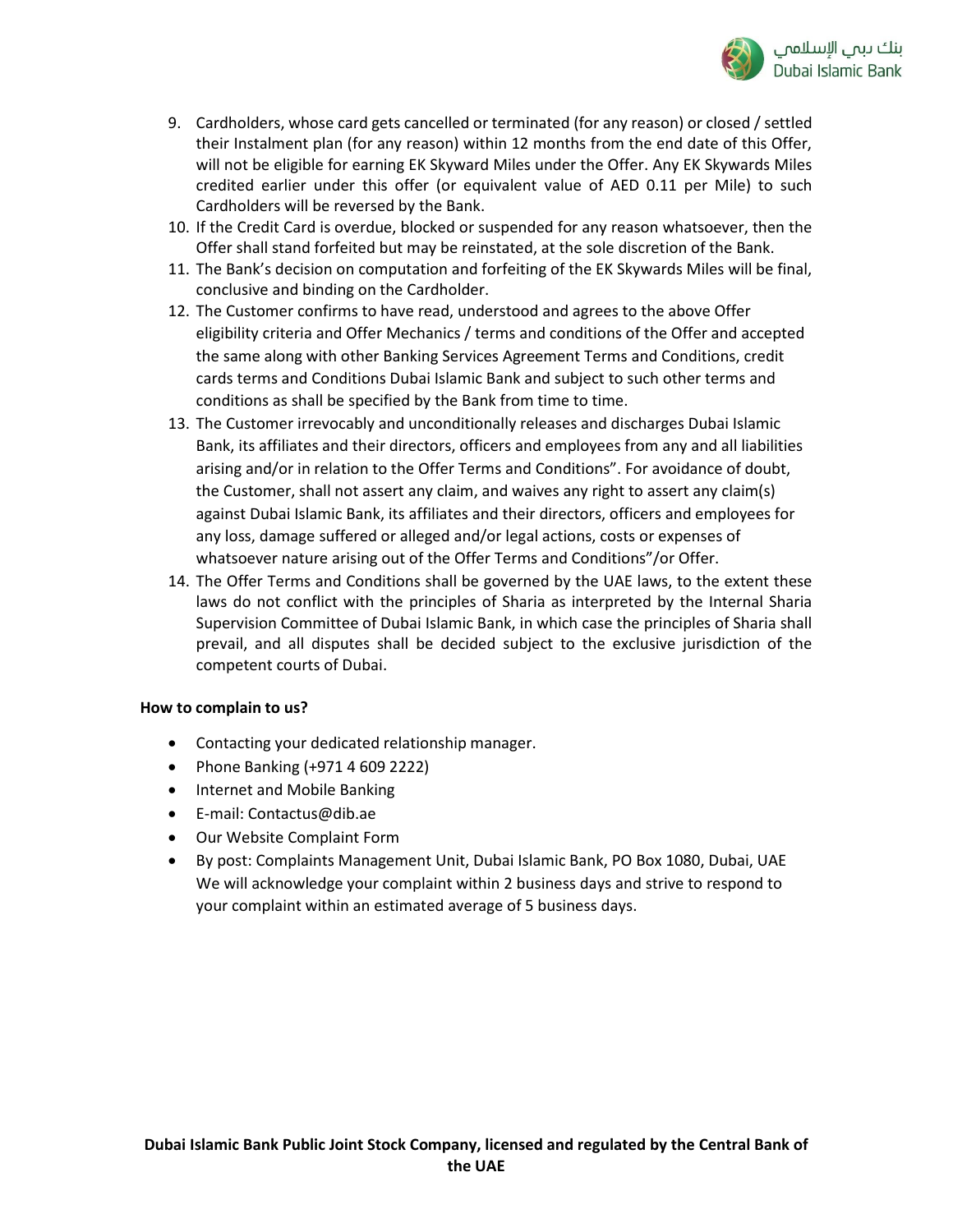9. Cardholders, whose card gets cancelled or terminated (for any reason) or closed / settled their Instalment plan (for any reason) within 12 months from the end date of this Offer, will not be eligible for earning EK Skyward Miles under the Offer. Any EK Skywards Miles credited earlier under this offer (or equivalent value of AED 0.11 per Mile) to such Cardholders will be reversed by the Bank.
10. If the Credit Card is overdue, blocked or suspended for any reason whatsoever, then the Offer shall stand forfeited but may be reinstated, at the sole discretion of the Bank.
11. The Bank's decision on computation and forfeiting of the EK Skywards Miles will be final, conclusive and binding on the Cardholder.
12. The Customer confirms to have read, understood and agrees to the above Offer eligibility criteria and Offer Mechanics / terms and conditions of the Offer and accepted the same along with other Banking Services Agreement Terms and Conditions, credit cards terms and Conditions Dubai Islamic Bank and subject to such other terms and conditions as shall be specified by the Bank from time to time.
13. The Customer irrevocably and unconditionally releases and discharges Dubai Islamic Bank, its affiliates and their directors, officers and employees from any and all liabilities arising and/or in relation to the Offer Terms and Conditions". For avoidance of doubt, the Customer, shall not assert any claim, and waives any right to assert any claim(s) against Dubai Islamic Bank, its affiliates and their directors, officers and employees for any loss, damage suffered or alleged and/or legal actions, costs or expenses of whatsoever nature arising out of the Offer Terms and Conditions"/or Offer.
14. The Offer Terms and Conditions shall be governed by the UAE laws, to the extent these laws do not conflict with the principles of Sharia as interpreted by the Internal Sharia Supervision Committee of Dubai Islamic Bank, in which case the principles of Sharia shall prevail, and all disputes shall be decided subject to the exclusive jurisdiction of the competent courts of Dubai.

**How to complain to us?**

- Contacting your dedicated relationship manager.
- Phone Banking (+971 4 609 2222)
- Internet and Mobile Banking
- E-mail: Contactus@dib.ae
- Our Website Complaint Form
- By post: Complaints Management Unit, Dubai Islamic Bank, PO Box 1080, Dubai, UAE
  We will acknowledge your complaint within 2 business days and strive to respond to your complaint within an estimated average of 5 business days.

**Dubai Islamic Bank Public Joint Stock Company, licensed and regulated by the Central Bank of the UAE**